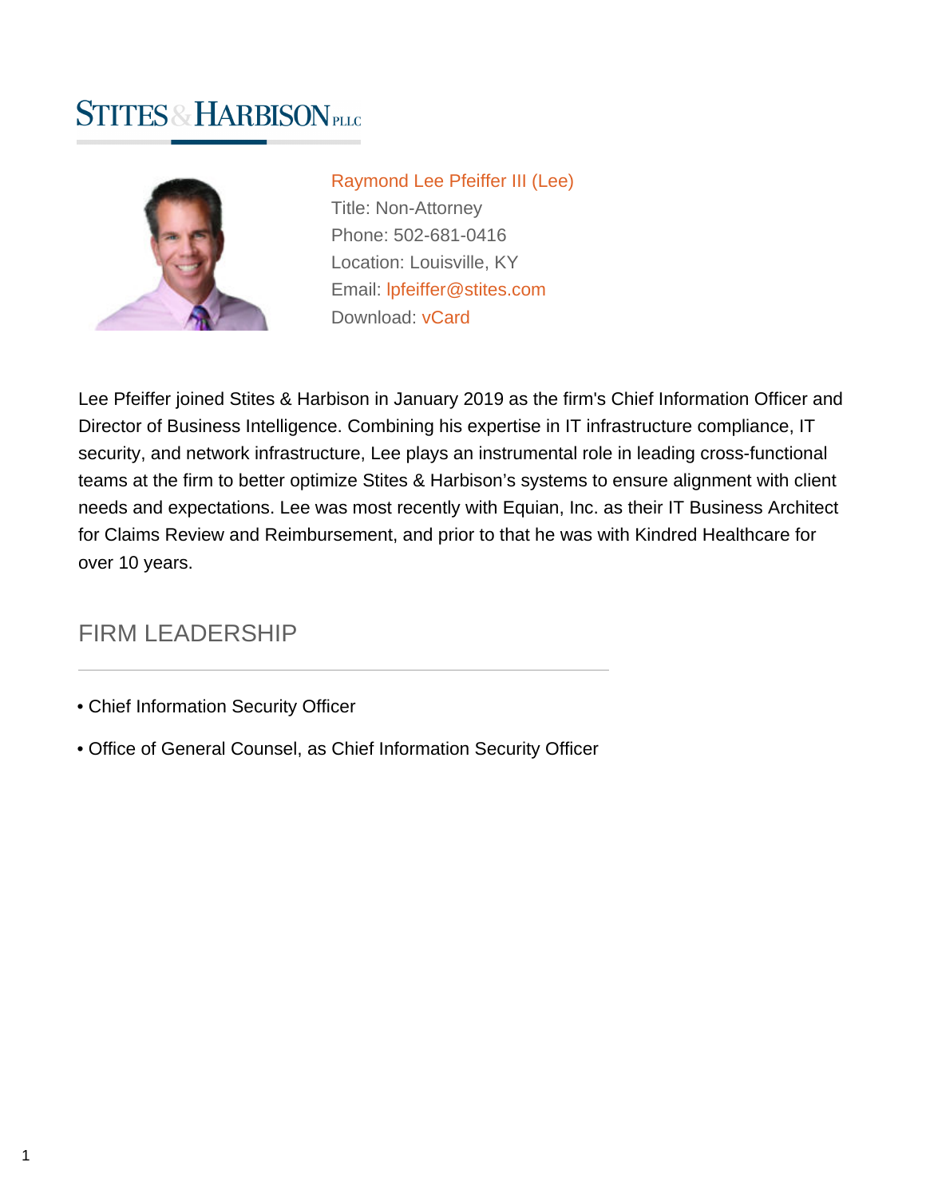STITES & HARBISON PLLC

Raymond Lee Pfeiffer III (Lee)

Title: Non-Attorney

Phone: 502-681-0416

Location: Louisville, KY

Email: lpfeiffer@stites.com

Download: vCard

Lee Pfeiffer joined Stites & Harbison in January 2019 as the firm's Chief Information Officer and Director of Business Intelligence. Combining his expertise in IT infrastructure compliance, IT security, and network infrastructure, Lee plays an instrumental role in leading cross-functional teams at the firm to better optimize Stites & Harbison's systems to ensure alignment with client needs and expectations. Lee was most recently with Equian, Inc. as their IT Business Architect for Claims Review and Reimbursement, and prior to that he was with Kindred Healthcare for over 10 years.

## FIRM LEADERSHIP

- Chief Information Security Officer
- Office of General Counsel, as Chief Information Security Officer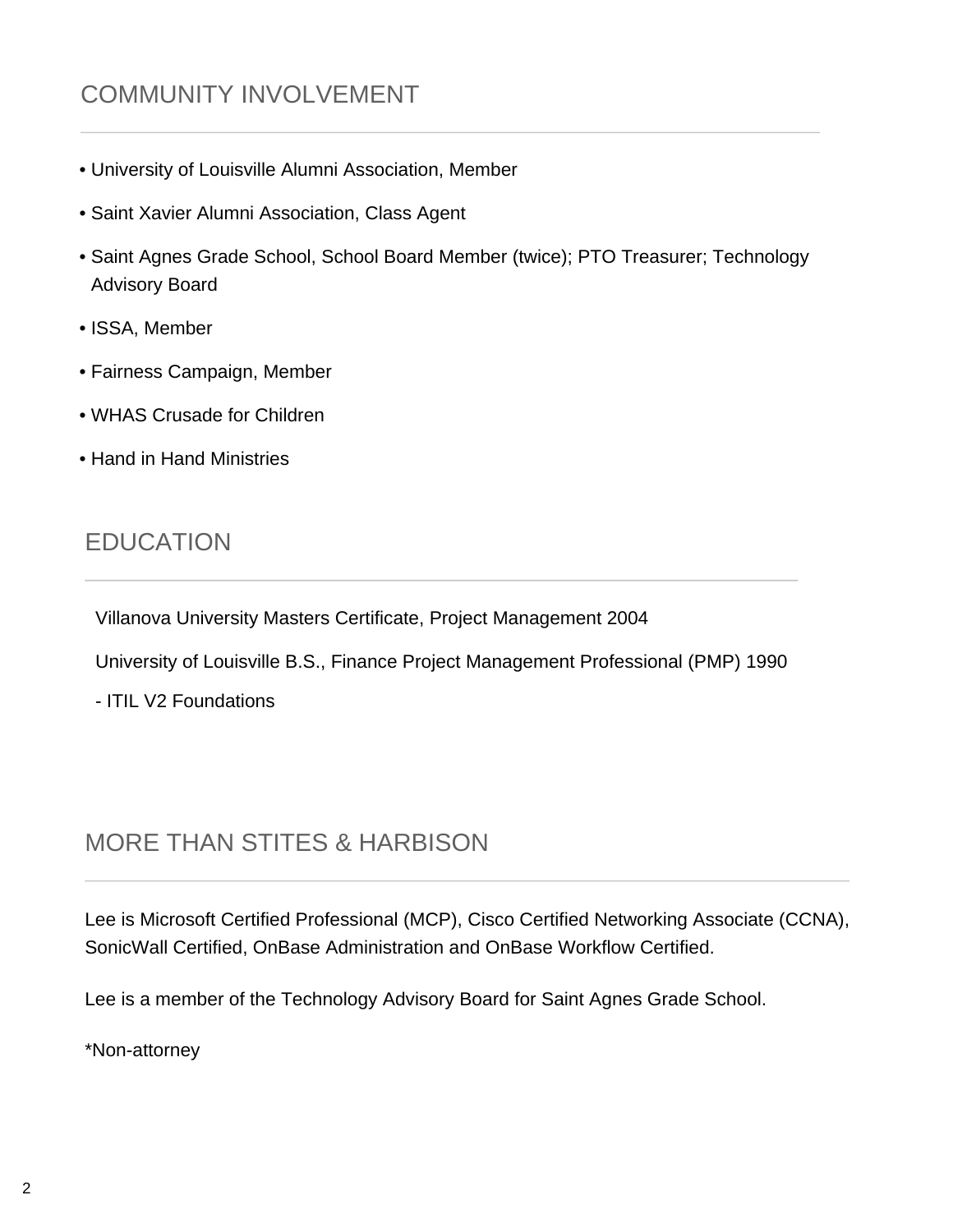## COMMUNITY INVOLVEMENT

- University of Louisville Alumni Association, Member
- Saint Xavier Alumni Association, Class Agent
- Saint Agnes Grade School, School Board Member (twice); PTO Treasurer; Technology Advisory Board
- ISSA, Member
- Fairness Campaign, Member
- WHAS Crusade for Children
- Hand in Hand Ministries

## EDUCATION

Villanova University Masters Certificate, Project Management 2004

University of Louisville B.S., Finance Project Management Professional (PMP) 1990

- ITIL V2 Foundations

## MORE THAN STITES & HARBISON

Lee is Microsoft Certified Professional (MCP), Cisco Certified Networking Associate (CCNA), SonicWall Certified, OnBase Administration and OnBase Workflow Certified.

Lee is a member of the Technology Advisory Board for Saint Agnes Grade School.

*Non-attorney